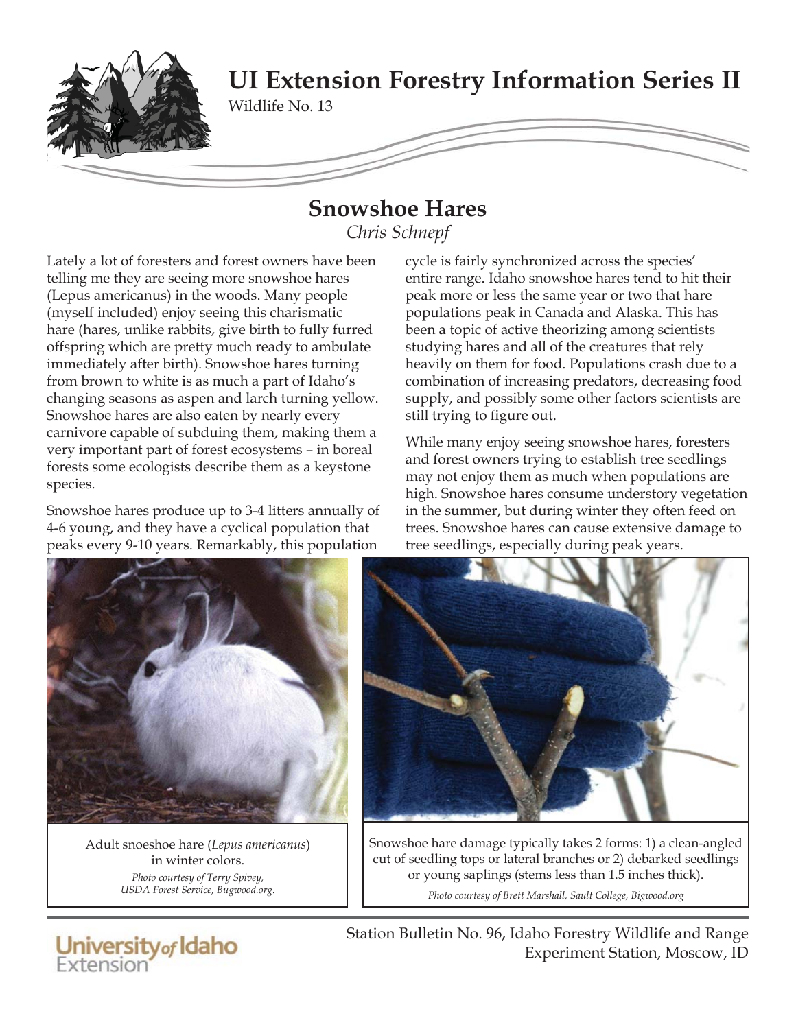# UI Extension Forestry Information Series II

Wildlife No. 13

## Snowshoe Hares

*Chris Schnepf*

Lately a lot of foresters and forest owners have been telling me they are seeing more snowshoe hares (Lepus americanus) in the woods. Many people (myself included) enjoy seeing this charismatic hare (hares, unlike rabbits, give birth to fully furred offspring which are pretty much ready to ambulate immediately after birth). Snowshoe hares turning from brown to white is as much a part of Idaho's changing seasons as aspen and larch turning yellow. Snowshoe hares are also eaten by nearly every carnivore capable of subduing them, making them a very important part of forest ecosystems – in boreal forests some ecologists describe them as a keystone species.

Snowshoe hares produce up to 3-4 litters annually of 4-6 young, and they have a cyclical population that peaks every 9-10 years. Remarkably, this population cycle is fairly synchronized across the species' entire range. Idaho snowshoe hares tend to hit their peak more or less the same year or two that hare populations peak in Canada and Alaska. This has been a topic of active theorizing among scientists studying hares and all of the creatures that rely heavily on them for food. Populations crash due to a combination of increasing predators, decreasing food supply, and possibly some other factors scientists are still trying to figure out.

While many enjoy seeing snowshoe hares, foresters and forest owners trying to establish tree seedlings may not enjoy them as much when populations are high. Snowshoe hares consume understory vegetation in the summer, but during winter they often feed on trees. Snowshoe hares can cause extensive damage to tree seedlings, especially during peak years.

Adult snoeshoe hare (*Lepus americanus*) in winter colors.
*Photo courtesy of Terry Spivey, USDA Forest Service, Bugwood.org.*

Snowshoe hare damage typically takes 2 forms: 1) a clean-angled cut of seedling tops or lateral branches or 2) debarked seedlings or young saplings (stems less than 1.5 inches thick).
*Photo courtesy of Brett Marshall, Sault College, Bigwood.org*

Station Bulletin No. 96, Idaho Forestry Wildlife and Range Experiment Station, Moscow, ID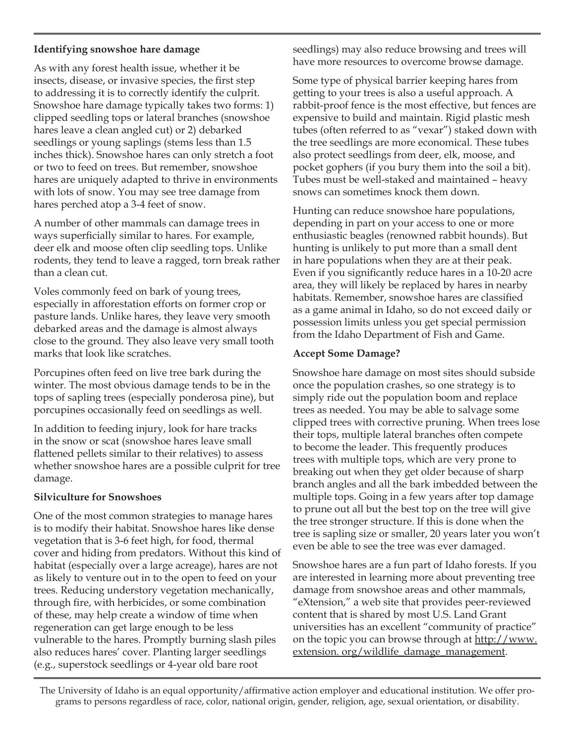### Identifying snowshoe hare damage

As with any forest health issue, whether it be insects, disease, or invasive species, the first step to addressing it is to correctly identify the culprit. Snowshoe hare damage typically takes two forms: 1) clipped seedling tops or lateral branches (snowshoe hares leave a clean angled cut) or 2) debarked seedlings or young saplings (stems less than 1.5 inches thick). Snowshoe hares can only stretch a foot or two to feed on trees. But remember, snowshoe hares are uniquely adapted to thrive in environments with lots of snow. You may see tree damage from hares perched atop a 3-4 feet of snow.

A number of other mammals can damage trees in ways superficially similar to hares. For example, deer elk and moose often clip seedling tops. Unlike rodents, they tend to leave a ragged, torn break rather than a clean cut.

Voles commonly feed on bark of young trees, especially in afforestation efforts on former crop or pasture lands. Unlike hares, they leave very smooth debarked areas and the damage is almost always close to the ground. They also leave very small tooth marks that look like scratches.

Porcupines often feed on live tree bark during the winter. The most obvious damage tends to be in the tops of sapling trees (especially ponderosa pine), but porcupines occasionally feed on seedlings as well.

In addition to feeding injury, look for hare tracks in the snow or scat (snowshoe hares leave small flattened pellets similar to their relatives) to assess whether snowshoe hares are a possible culprit for tree damage.

### Silviculture for Snowshoes

One of the most common strategies to manage hares is to modify their habitat. Snowshoe hares like dense vegetation that is 3-6 feet high, for food, thermal cover and hiding from predators. Without this kind of habitat (especially over a large acreage), hares are not as likely to venture out in to the open to feed on your trees. Reducing understory vegetation mechanically, through fire, with herbicides, or some combination of these, may help create a window of time when regeneration can get large enough to be less vulnerable to the hares. Promptly burning slash piles also reduces hares' cover. Planting larger seedlings (e.g., superstock seedlings or 4-year old bare root seedlings) may also reduce browsing and trees will have more resources to overcome browse damage.

Some type of physical barrier keeping hares from getting to your trees is also a useful approach. A rabbit-proof fence is the most effective, but fences are expensive to build and maintain. Rigid plastic mesh tubes (often referred to as "vexar") staked down with the tree seedlings are more economical. These tubes also protect seedlings from deer, elk, moose, and pocket gophers (if you bury them into the soil a bit). Tubes must be well-staked and maintained – heavy snows can sometimes knock them down.

Hunting can reduce snowshoe hare populations, depending in part on your access to one or more enthusiastic beagles (renowned rabbit hounds). But hunting is unlikely to put more than a small dent in hare populations when they are at their peak. Even if you significantly reduce hares in a 10-20 acre area, they will likely be replaced by hares in nearby habitats. Remember, snowshoe hares are classified as a game animal in Idaho, so do not exceed daily or possession limits unless you get special permission from the Idaho Department of Fish and Game.

### Accept Some Damage?

Snowshoe hare damage on most sites should subside once the population crashes, so one strategy is to simply ride out the population boom and replace trees as needed. You may be able to salvage some clipped trees with corrective pruning. When trees lose their tops, multiple lateral branches often compete to become the leader. This frequently produces trees with multiple tops, which are very prone to breaking out when they get older because of sharp branch angles and all the bark imbedded between the multiple tops. Going in a few years after top damage to prune out all but the best top on the tree will give the tree stronger structure. If this is done when the tree is sapling size or smaller, 20 years later you won't even be able to see the tree was ever damaged.

Snowshoe hares are a fun part of Idaho forests. If you are interested in learning more about preventing tree damage from snowshoe areas and other mammals, "eXtension," a web site that provides peer-reviewed content that is shared by most U.S. Land Grant universities has an excellent "community of practice" on the topic you can browse through at http://www.extension.org/wildlife_damage_management.

The University of Idaho is an equal opportunity/affirmative action employer and educational institution. We offer programs to persons regardless of race, color, national origin, gender, religion, age, sexual orientation, or disability.